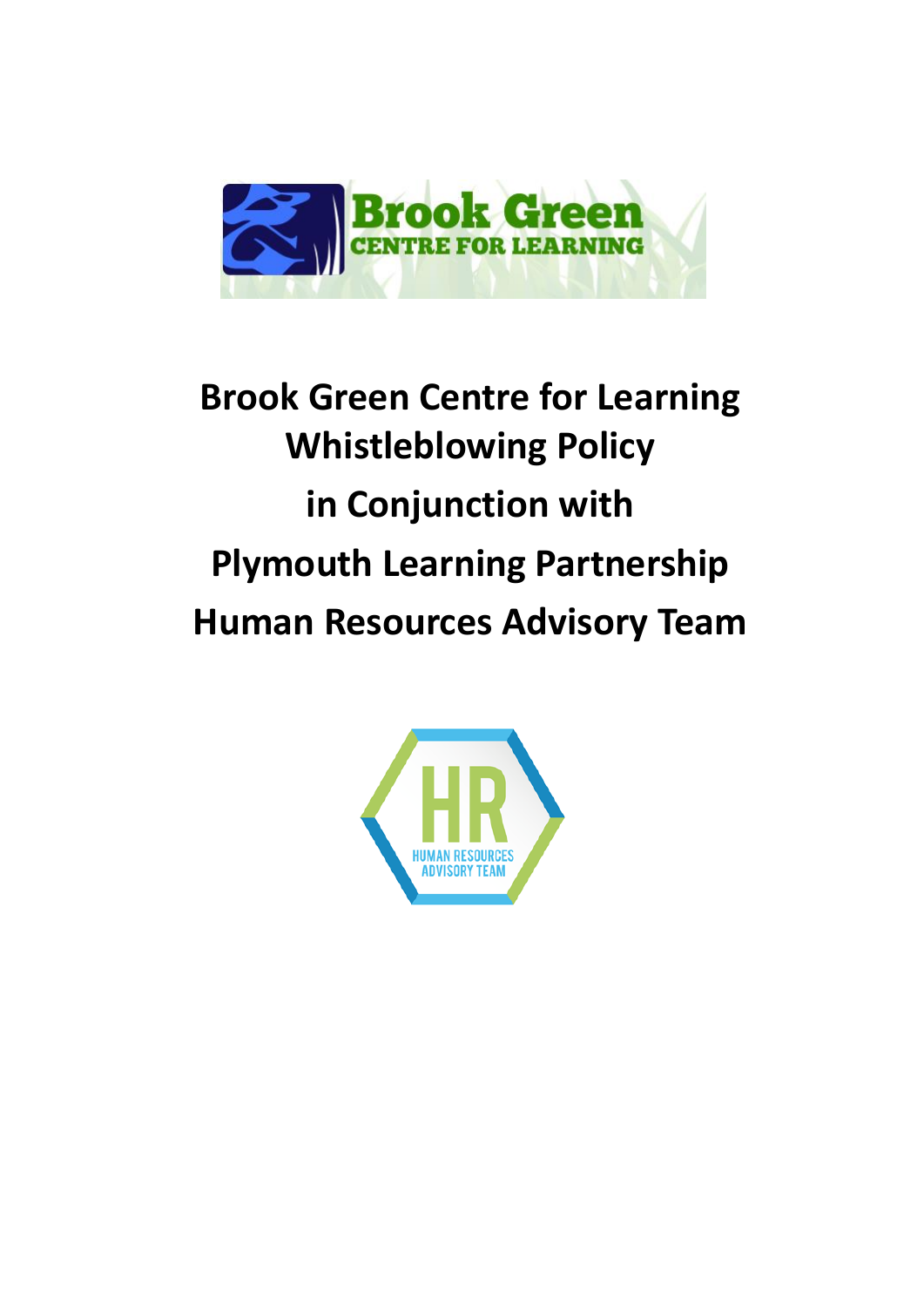# Brook Green Centre for Learning Whistleblowing Policy in Conjunction with Plymouth Learning Partnership Human Resources Advisory Team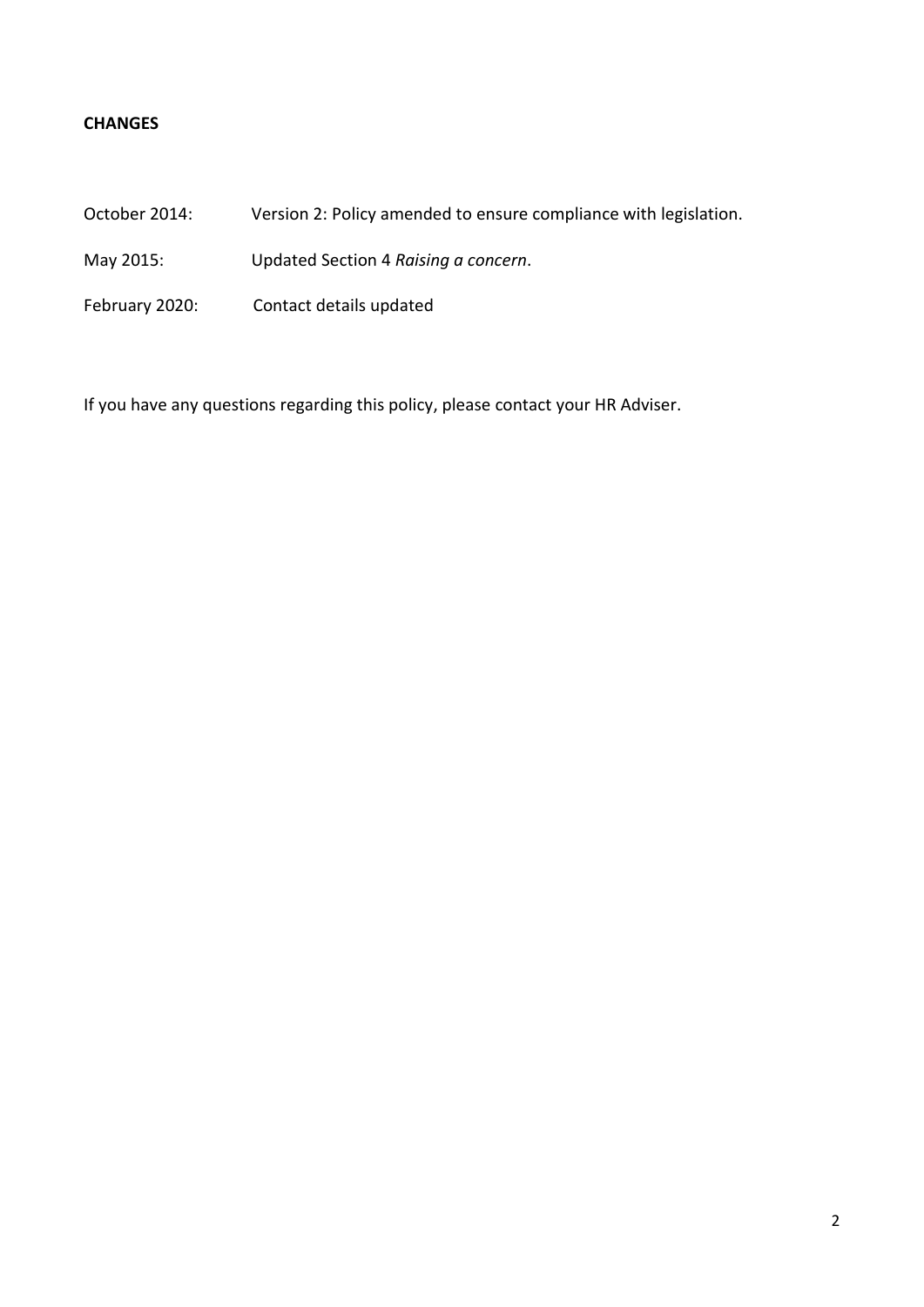**CHANGES**

| | |
|---|---|
| October 2014: | Version 2: Policy amended to ensure compliance with legislation. |
| May 2015: | Updated Section 4 *Raising a concern*. |
| February 2020: | Contact details updated |

If you have any questions regarding this policy, please contact your HR Adviser.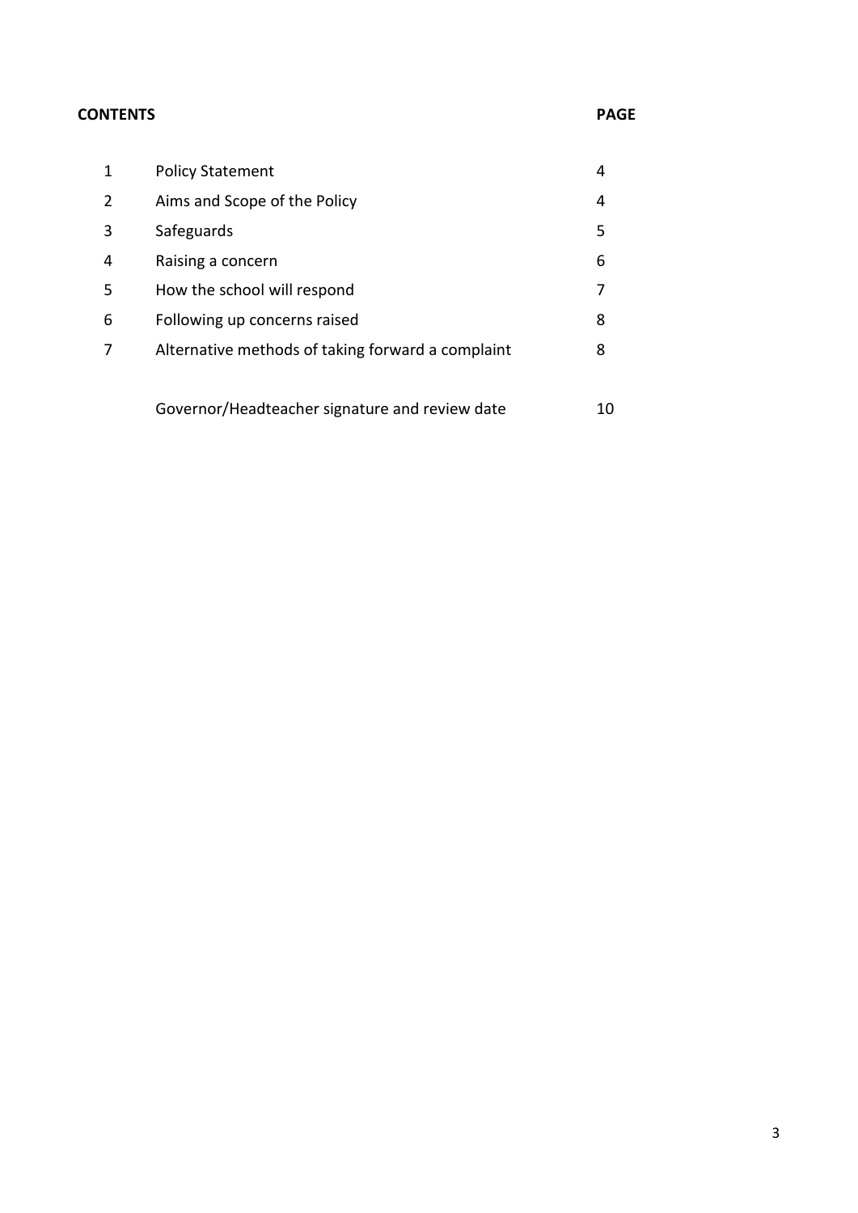**CONTENTS** **PAGE**

| | | |
|---|---|---|
| 1 | Policy Statement | 4 |
| 2 | Aims and Scope of the Policy | 4 |
| 3 | Safeguards | 5 |
| 4 | Raising a concern | 6 |
| 5 | How the school will respond | 7 |
| 6 | Following up concerns raised | 8 |
| 7 | Alternative methods of taking forward a complaint | 8 |
| | Governor/Headteacher signature and review date | 10 |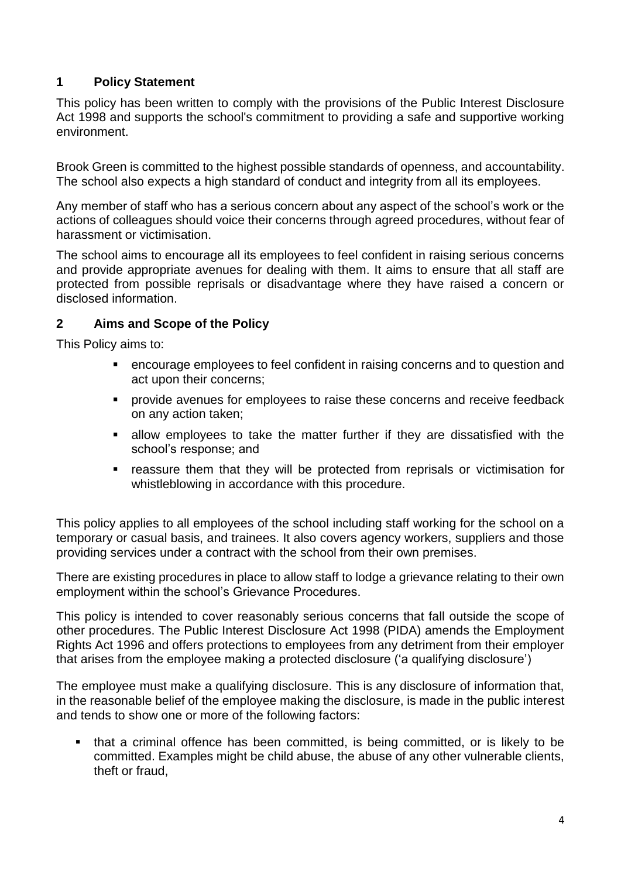## 1 Policy Statement

This policy has been written to comply with the provisions of the Public Interest Disclosure Act 1998 and supports the school's commitment to providing a safe and supportive working environment.

Brook Green is committed to the highest possible standards of openness, and accountability. The school also expects a high standard of conduct and integrity from all its employees.

Any member of staff who has a serious concern about any aspect of the school's work or the actions of colleagues should voice their concerns through agreed procedures, without fear of harassment or victimisation.

The school aims to encourage all its employees to feel confident in raising serious concerns and provide appropriate avenues for dealing with them. It aims to ensure that all staff are protected from possible reprisals or disadvantage where they have raised a concern or disclosed information.

## 2 Aims and Scope of the Policy

This Policy aims to:

- encourage employees to feel confident in raising concerns and to question and act upon their concerns;
- provide avenues for employees to raise these concerns and receive feedback on any action taken;
- allow employees to take the matter further if they are dissatisfied with the school's response; and
- reassure them that they will be protected from reprisals or victimisation for whistleblowing in accordance with this procedure.

This policy applies to all employees of the school including staff working for the school on a temporary or casual basis, and trainees. It also covers agency workers, suppliers and those providing services under a contract with the school from their own premises.

There are existing procedures in place to allow staff to lodge a grievance relating to their own employment within the school's Grievance Procedures.

This policy is intended to cover reasonably serious concerns that fall outside the scope of other procedures. The Public Interest Disclosure Act 1998 (PIDA) amends the Employment Rights Act 1996 and offers protections to employees from any detriment from their employer that arises from the employee making a protected disclosure ('a qualifying disclosure')

The employee must make a qualifying disclosure. This is any disclosure of information that, in the reasonable belief of the employee making the disclosure, is made in the public interest and tends to show one or more of the following factors:

- that a criminal offence has been committed, is being committed, or is likely to be committed. Examples might be child abuse, the abuse of any other vulnerable clients, theft or fraud,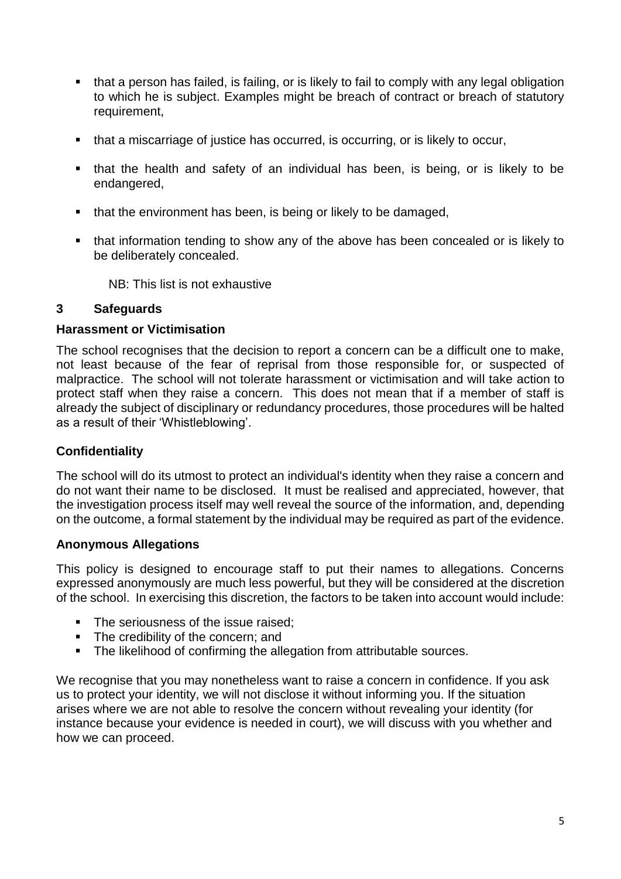- that a person has failed, is failing, or is likely to fail to comply with any legal obligation to which he is subject. Examples might be breach of contract or breach of statutory requirement,
- that a miscarriage of justice has occurred, is occurring, or is likely to occur,
- that the health and safety of an individual has been, is being, or is likely to be endangered,
- that the environment has been, is being or likely to be damaged,
- that information tending to show any of the above has been concealed or is likely to be deliberately concealed.

NB: This list is not exhaustive

## 3 Safeguards

### Harassment or Victimisation

The school recognises that the decision to report a concern can be a difficult one to make, not least because of the fear of reprisal from those responsible for, or suspected of malpractice. The school will not tolerate harassment or victimisation and will take action to protect staff when they raise a concern. This does not mean that if a member of staff is already the subject of disciplinary or redundancy procedures, those procedures will be halted as a result of their 'Whistleblowing'.

### Confidentiality

The school will do its utmost to protect an individual's identity when they raise a concern and do not want their name to be disclosed. It must be realised and appreciated, however, that the investigation process itself may well reveal the source of the information, and, depending on the outcome, a formal statement by the individual may be required as part of the evidence.

### Anonymous Allegations

This policy is designed to encourage staff to put their names to allegations. Concerns expressed anonymously are much less powerful, but they will be considered at the discretion of the school. In exercising this discretion, the factors to be taken into account would include:

- The seriousness of the issue raised;
- The credibility of the concern; and
- The likelihood of confirming the allegation from attributable sources.

We recognise that you may nonetheless want to raise a concern in confidence. If you ask us to protect your identity, we will not disclose it without informing you. If the situation arises where we are not able to resolve the concern without revealing your identity (for instance because your evidence is needed in court), we will discuss with you whether and how we can proceed.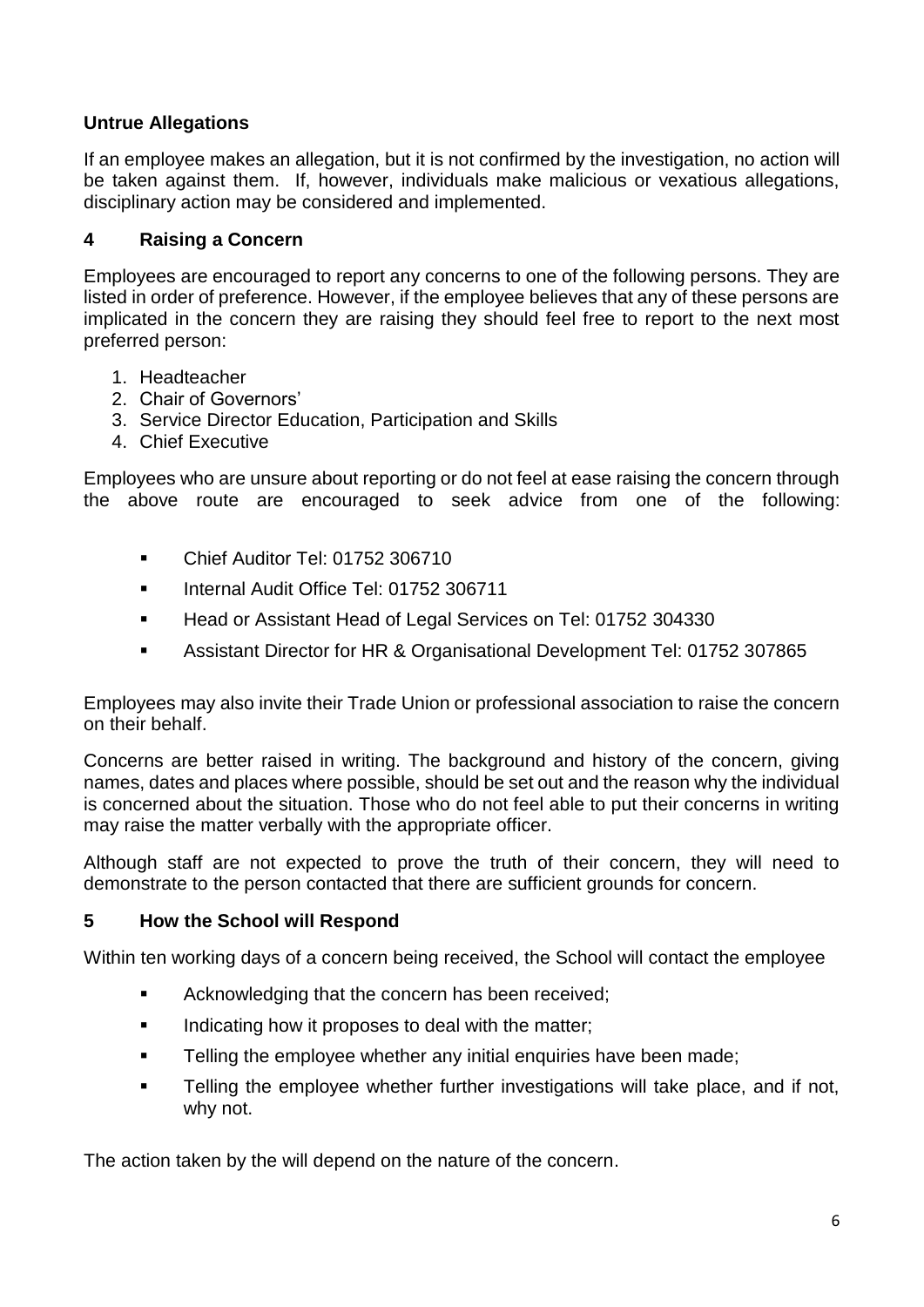### Untrue Allegations

If an employee makes an allegation, but it is not confirmed by the investigation, no action will be taken against them. If, however, individuals make malicious or vexatious allegations, disciplinary action may be considered and implemented.

## 4 Raising a Concern

Employees are encouraged to report any concerns to one of the following persons. They are listed in order of preference. However, if the employee believes that any of these persons are implicated in the concern they are raising they should feel free to report to the next most preferred person:

1. Headteacher
2. Chair of Governors'
3. Service Director Education, Participation and Skills
4. Chief Executive

Employees who are unsure about reporting or do not feel at ease raising the concern through the above route are encouraged to seek advice from one of the following:

- Chief Auditor Tel: 01752 306710
- Internal Audit Office Tel: 01752 306711
- Head or Assistant Head of Legal Services on Tel: 01752 304330
- Assistant Director for HR & Organisational Development Tel: 01752 307865

Employees may also invite their Trade Union or professional association to raise the concern on their behalf.

Concerns are better raised in writing. The background and history of the concern, giving names, dates and places where possible, should be set out and the reason why the individual is concerned about the situation. Those who do not feel able to put their concerns in writing may raise the matter verbally with the appropriate officer.

Although staff are not expected to prove the truth of their concern, they will need to demonstrate to the person contacted that there are sufficient grounds for concern.

## 5 How the School will Respond

Within ten working days of a concern being received, the School will contact the employee

- Acknowledging that the concern has been received;
- Indicating how it proposes to deal with the matter;
- Telling the employee whether any initial enquiries have been made;
- Telling the employee whether further investigations will take place, and if not, why not.

The action taken by the will depend on the nature of the concern.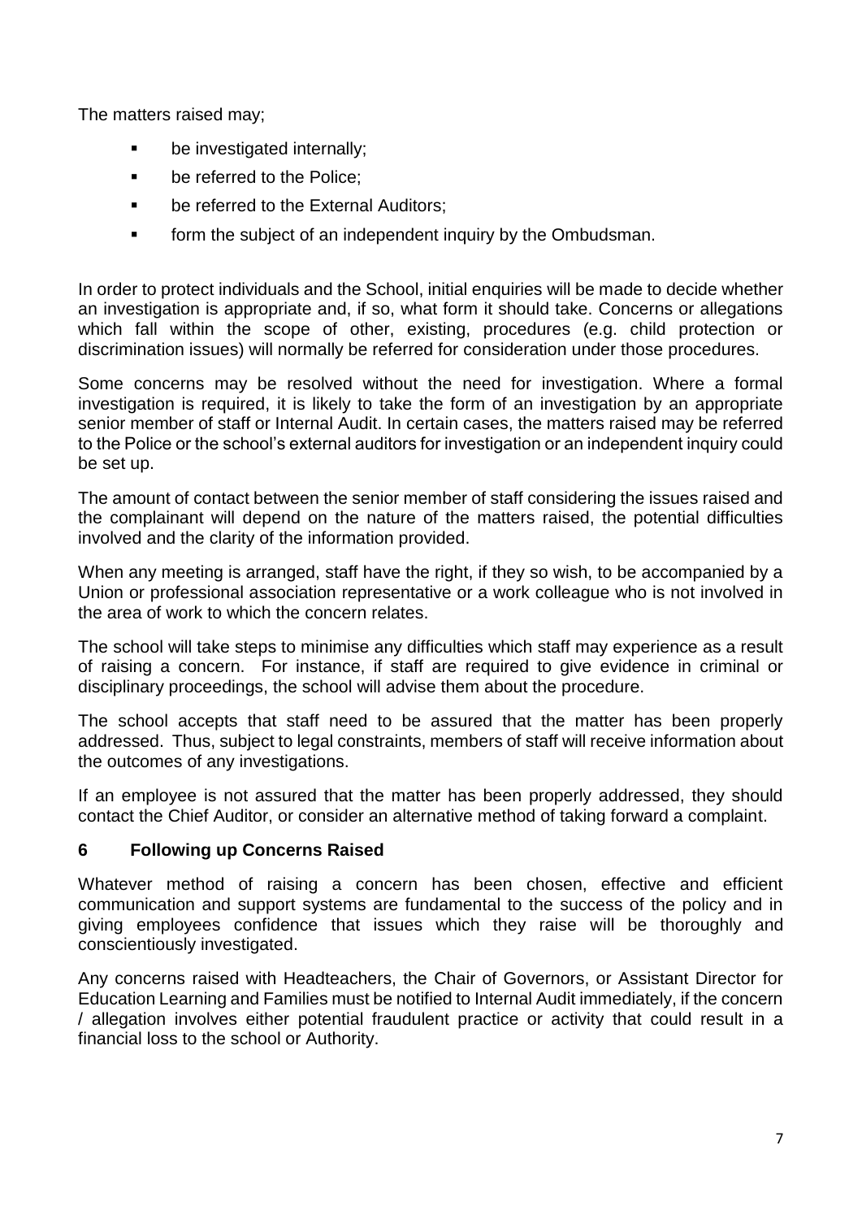The matters raised may;

- be investigated internally;
- be referred to the Police;
- be referred to the External Auditors;
- form the subject of an independent inquiry by the Ombudsman.

In order to protect individuals and the School, initial enquiries will be made to decide whether an investigation is appropriate and, if so, what form it should take. Concerns or allegations which fall within the scope of other, existing, procedures (e.g. child protection or discrimination issues) will normally be referred for consideration under those procedures.

Some concerns may be resolved without the need for investigation. Where a formal investigation is required, it is likely to take the form of an investigation by an appropriate senior member of staff or Internal Audit. In certain cases, the matters raised may be referred to the Police or the school's external auditors for investigation or an independent inquiry could be set up.

The amount of contact between the senior member of staff considering the issues raised and the complainant will depend on the nature of the matters raised, the potential difficulties involved and the clarity of the information provided.

When any meeting is arranged, staff have the right, if they so wish, to be accompanied by a Union or professional association representative or a work colleague who is not involved in the area of work to which the concern relates.

The school will take steps to minimise any difficulties which staff may experience as a result of raising a concern. For instance, if staff are required to give evidence in criminal or disciplinary proceedings, the school will advise them about the procedure.

The school accepts that staff need to be assured that the matter has been properly addressed. Thus, subject to legal constraints, members of staff will receive information about the outcomes of any investigations.

If an employee is not assured that the matter has been properly addressed, they should contact the Chief Auditor, or consider an alternative method of taking forward a complaint.

## 6 Following up Concerns Raised

Whatever method of raising a concern has been chosen, effective and efficient communication and support systems are fundamental to the success of the policy and in giving employees confidence that issues which they raise will be thoroughly and conscientiously investigated.

Any concerns raised with Headteachers, the Chair of Governors, or Assistant Director for Education Learning and Families must be notified to Internal Audit immediately, if the concern / allegation involves either potential fraudulent practice or activity that could result in a financial loss to the school or Authority.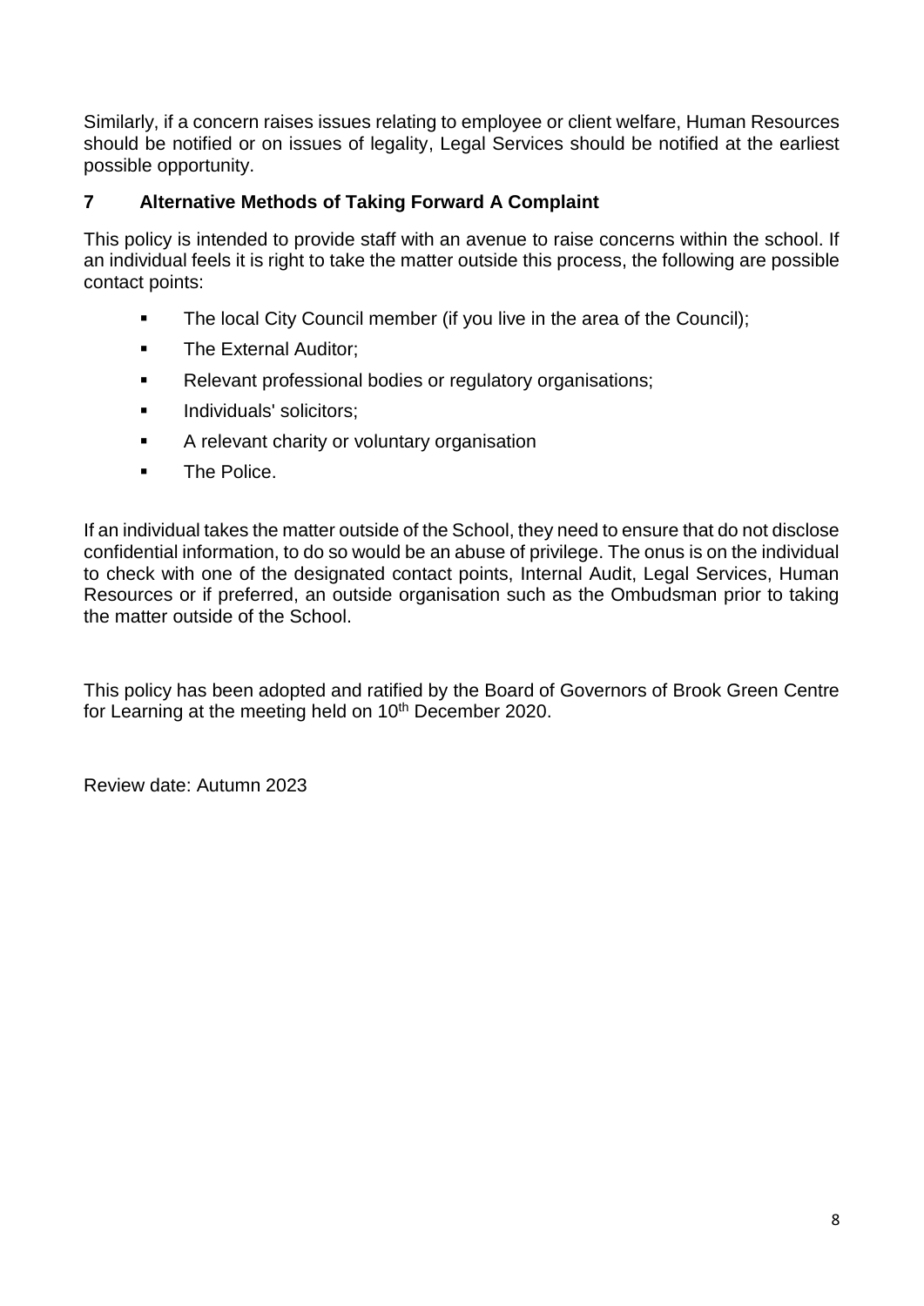Similarly, if a concern raises issues relating to employee or client welfare, Human Resources should be notified or on issues of legality, Legal Services should be notified at the earliest possible opportunity.

## 7 Alternative Methods of Taking Forward A Complaint

This policy is intended to provide staff with an avenue to raise concerns within the school. If an individual feels it is right to take the matter outside this process, the following are possible contact points:

- The local City Council member (if you live in the area of the Council);
- The External Auditor;
- Relevant professional bodies or regulatory organisations;
- Individuals' solicitors;
- A relevant charity or voluntary organisation
- The Police.

If an individual takes the matter outside of the School, they need to ensure that do not disclose confidential information, to do so would be an abuse of privilege. The onus is on the individual to check with one of the designated contact points, Internal Audit, Legal Services, Human Resources or if preferred, an outside organisation such as the Ombudsman prior to taking the matter outside of the School.

This policy has been adopted and ratified by the Board of Governors of Brook Green Centre for Learning at the meeting held on 10th December 2020.

Review date: Autumn 2023